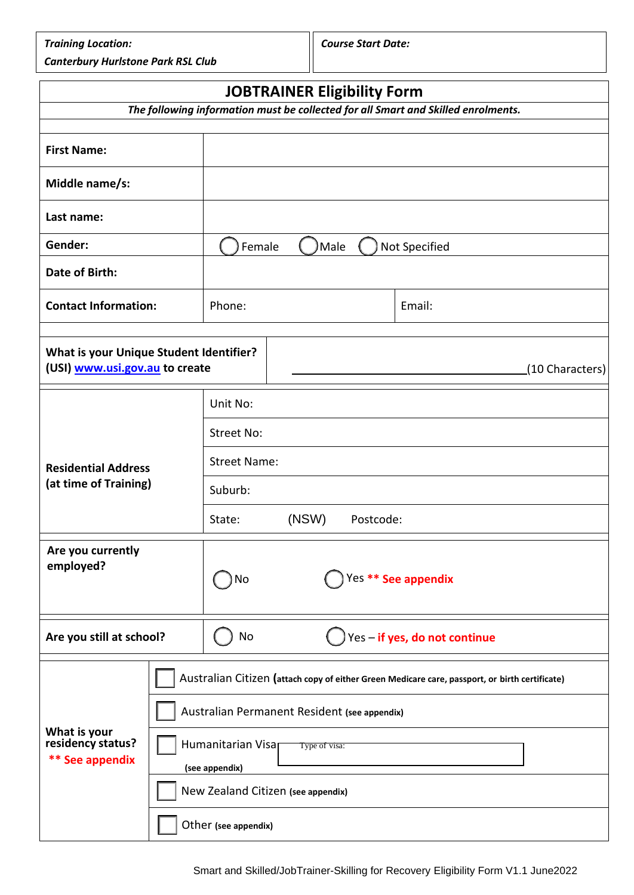| ***Training Location:*** ***Canterbury Hurlstone Park RSL Club*** | ***Course Start Date:*** |
|---|---|

# JOBTRAINER Eligibility Form

***The following information must be collected for all Smart and Skilled enrolments.***

| | | |
|---|---|---|
| **First Name:** | | |
| **Middle name/s:** | | |
| **Last name:** | | |
| **Gender:** | ◯ Female ◯ Male ◯ Not Specified | |
| **Date of Birth:** | | |
| **Contact Information:** | Phone: | Email: |

| | |
|---|---|
| **What is your Unique Student Identifier? (USI) [www.usi.gov.au](http://www.usi.gov.au) to create** | ______________________(10 Characters) |

| | |
|---|---|
| **Residential Address (at time of Training)** | Unit No: |
| | Street No: |
| | Street Name: |
| | Suburb: |
| | State: (NSW) Postcode: |

| | | |
|---|---|---|
| **Are you currently employed?** | ◯ No | ◯ Yes **\*\* See appendix** |
| **Are you still at school?** | ◯ No | ◯ Yes – **if yes, do not continue** |

| | |
|---|---|
| **What is your residency status?** **\*\* See appendix** | ☐ Australian Citizen (**attach copy of either Green Medicare care, passport, or birth certificate)** |
| | ☐ Australian Permanent Resident **(see appendix)** |
| | ☐ Humanitarian Visa **(see appendix)** Type of visa: |
| | ☐ New Zealand Citizen **(see appendix)** |
| | ☐ Other **(see appendix)** |

Smart and Skilled/JobTrainer-Skilling for Recovery Eligibility Form V1.1 June2022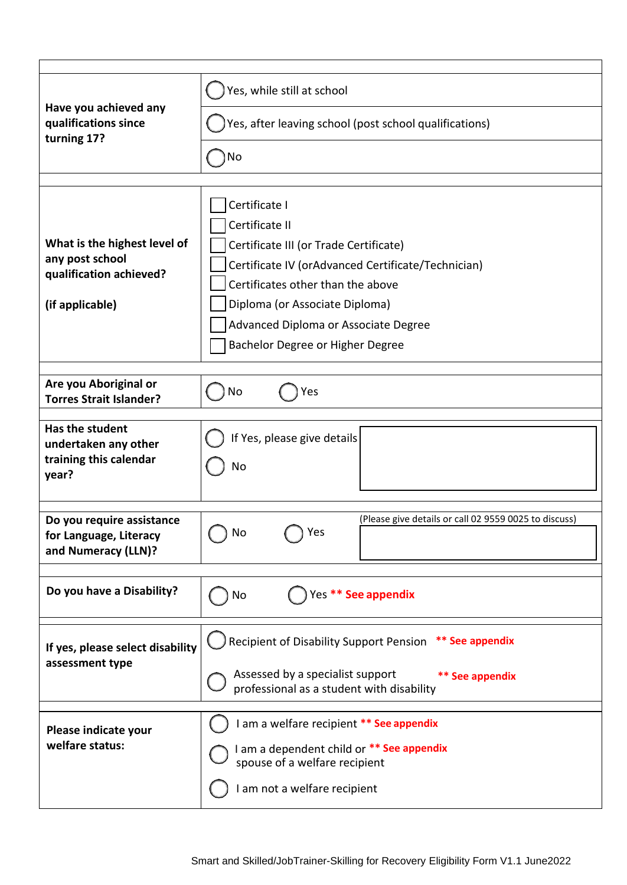| Question | Response |
|---|---|
| **Have you achieved any qualifications since turning 17?** | ◯ Yes, while still at school<br>◯ Yes, after leaving school (post school qualifications)<br>◯ No |
| **What is the highest level of any post school qualification achieved?**<br><br>**(if applicable)** | ☐ Certificate I<br>☐ Certificate II<br>☐ Certificate III (or Trade Certificate)<br>☐ Certificate IV (orAdvanced Certificate/Technician)<br>☐ Certificates other than the above<br>☐ Diploma (or Associate Diploma)<br>☐ Advanced Diploma or Associate Degree<br>☐ Bachelor Degree or Higher Degree |
| **Are you Aboriginal or Torres Strait Islander?** | ◯ No ◯ Yes |
| **Has the student undertaken any other training this calendar year?** | ◯ If Yes, please give details ☐<br>◯ No |
| **Do you require assistance for Language, Literacy and Numeracy (LLN)?** | ◯ No ◯ Yes (Please give details or call 02 9559 0025 to discuss) ☐ |
| **Do you have a Disability?** | ◯ No ◯ Yes **** See appendix** |
| **If yes, please select disability assessment type** | ◯ Recipient of Disability Support Pension **** See appendix**<br>◯ Assessed by a specialist support professional as a student with disability **** See appendix** |
| **Please indicate your welfare status:** | ◯ I am a welfare recipient **** See appendix**<br>◯ I am a dependent child or spouse of a welfare recipient **** See appendix**<br>◯ I am not a welfare recipient |

Smart and Skilled/JobTrainer-Skilling for Recovery Eligibility Form V1.1 June2022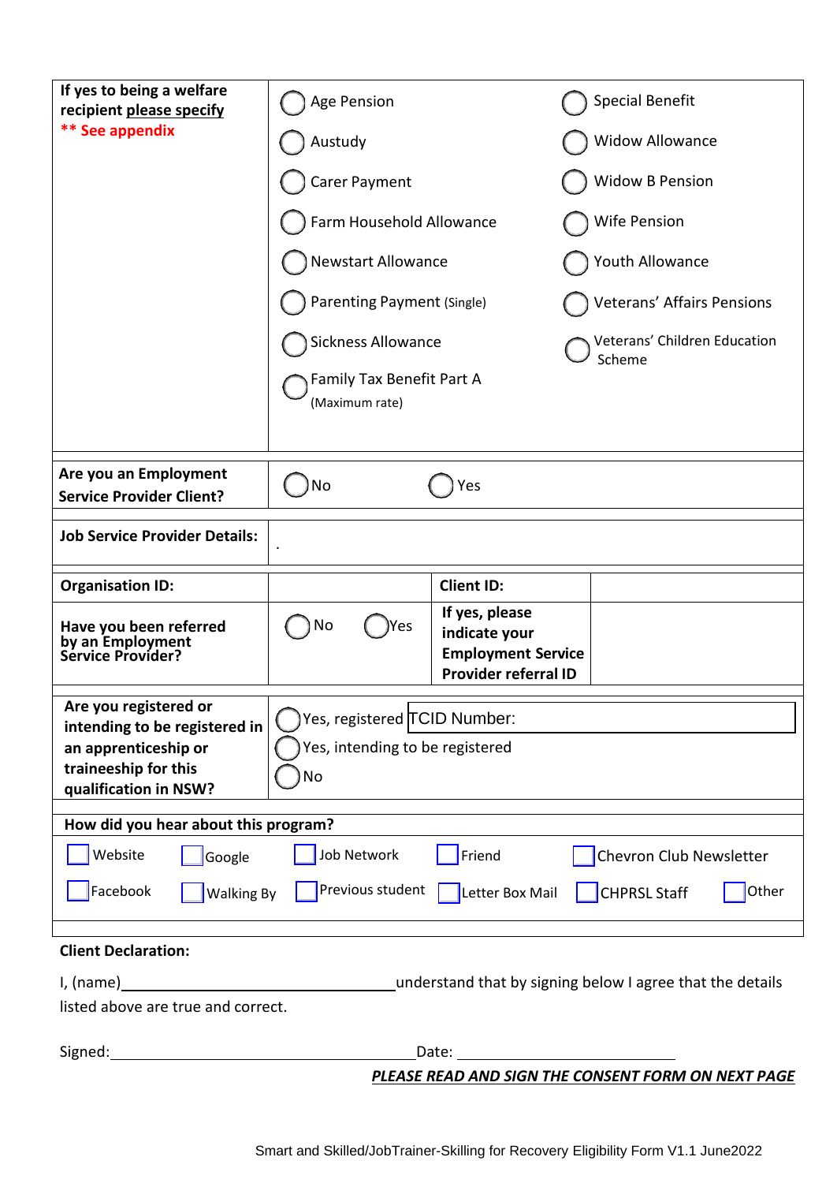| | | |
|---|---|---|
| **If yes to being a welfare recipient please specify** **\*\* See appendix** | ◯ Age Pension<br>◯ Austudy<br>◯ Carer Payment<br>◯ Farm Household Allowance<br>◯ Newstart Allowance<br>◯ Parenting Payment (Single)<br>◯ Sickness Allowance<br>◯ Family Tax Benefit Part A (Maximum rate) | ◯ Special Benefit<br>◯ Widow Allowance<br>◯ Widow B Pension<br>◯ Wife Pension<br>◯ Youth Allowance<br>◯ Veterans' Affairs Pensions<br>◯ Veterans' Children Education Scheme |

| | |
|---|---|
| **Are you an Employment Service Provider Client?** | ◯ No &nbsp;&nbsp;&nbsp; ◯ Yes |
| **Job Service Provider Details:** | . |

| | | | |
|---|---|---|---|
| **Organisation ID:** | | **Client ID:** | |
| **Have you been referred by an Employment Service Provider?** | ◯ No &nbsp;&nbsp; ◯ Yes | **If yes, please indicate your Employment Service Provider referral ID** | |

| | |
|---|---|
| **Are you registered or intending to be registered in an apprenticeship or traineeship for this qualification in NSW?** | ◯ Yes, registered TCID Number:<br>◯ Yes, intending to be registered<br>◯ No |

**How did you hear about this program?**

☐ Website ☐ Google ☐ Job Network ☐ Friend ☐ Chevron Club Newsletter

☐ Facebook ☐ Walking By ☐ Previous student ☐ Letter Box Mail ☐ CHPRSL Staff ☐ Other

**Client Declaration:**

I, (name)\_\_\_\_\_\_\_\_\_\_\_\_\_\_\_\_\_\_\_\_\_\_\_\_\_\_\_\_\_\_\_\_understand that by signing below I agree that the details listed above are true and correct.

Signed:\_\_\_\_\_\_\_\_\_\_\_\_\_\_\_\_\_\_\_\_\_\_\_\_\_\_\_\_\_\_\_\_\_\_\_\_Date: \_\_\_\_\_\_\_\_\_\_\_\_\_\_\_\_\_\_\_\_\_\_\_\_

***PLEASE READ AND SIGN THE CONSENT FORM ON NEXT PAGE***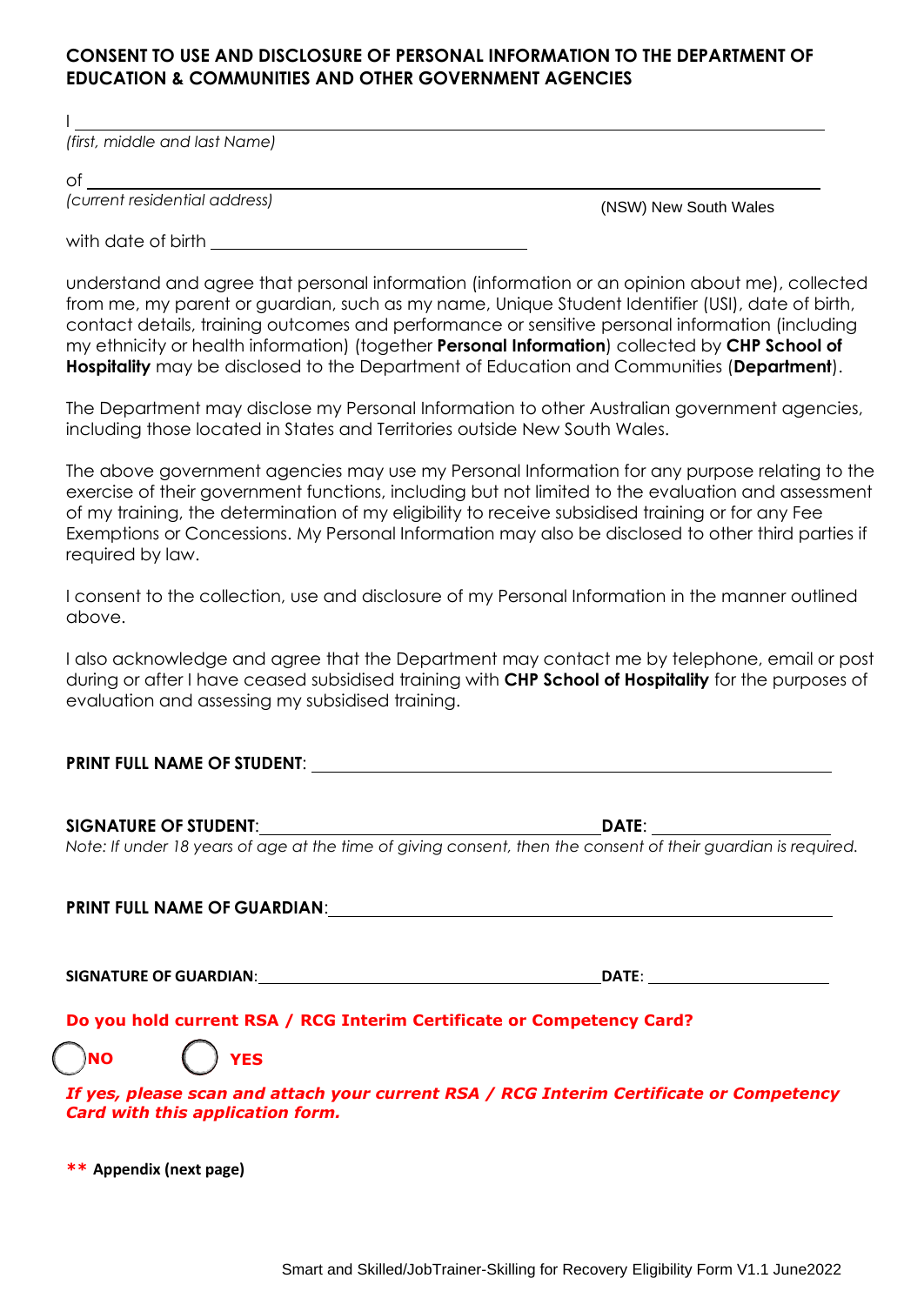## CONSENT TO USE AND DISCLOSURE OF PERSONAL INFORMATION TO THE DEPARTMENT OF EDUCATION & COMMUNITIES AND OTHER GOVERNMENT AGENCIES

I ______________________________________________________________
*(first, middle and last Name)*

of ______________________________________________________________
*(current residential address)* (NSW) New South Wales

with date of birth ______________________________

understand and agree that personal information (information or an opinion about me), collected from me, my parent or guardian, such as my name, Unique Student Identifier (USI), date of birth, contact details, training outcomes and performance or sensitive personal information (including my ethnicity or health information) (together **Personal Information**) collected by **CHP School of Hospitality** may be disclosed to the Department of Education and Communities (**Department**).

The Department may disclose my Personal Information to other Australian government agencies, including those located in States and Territories outside New South Wales.

The above government agencies may use my Personal Information for any purpose relating to the exercise of their government functions, including but not limited to the evaluation and assessment of my training, the determination of my eligibility to receive subsidised training or for any Fee Exemptions or Concessions. My Personal Information may also be disclosed to other third parties if required by law.

I consent to the collection, use and disclosure of my Personal Information in the manner outlined above.

I also acknowledge and agree that the Department may contact me by telephone, email or post during or after I have ceased subsidised training with **CHP School of Hospitality** for the purposes of evaluation and assessing my subsidised training.

**PRINT FULL NAME OF STUDENT**: ______________________________________________

**SIGNATURE OF STUDENT**: ______________________________ **DATE**: ________________

*Note: If under 18 years of age at the time of giving consent, then the consent of their guardian is required.*

**PRINT FULL NAME OF GUARDIAN**: ______________________________________________

**SIGNATURE OF GUARDIAN**: ______________________________ **DATE**: ________________

**Do you hold current RSA / RCG Interim Certificate or Competency Card?**

◯ **NO** ◯ **YES**

***If yes, please scan and attach your current RSA / RCG Interim Certificate or Competency Card with this application form.***

**\*\* Appendix (next page)**

Smart and Skilled/JobTrainer-Skilling for Recovery Eligibility Form V1.1 June2022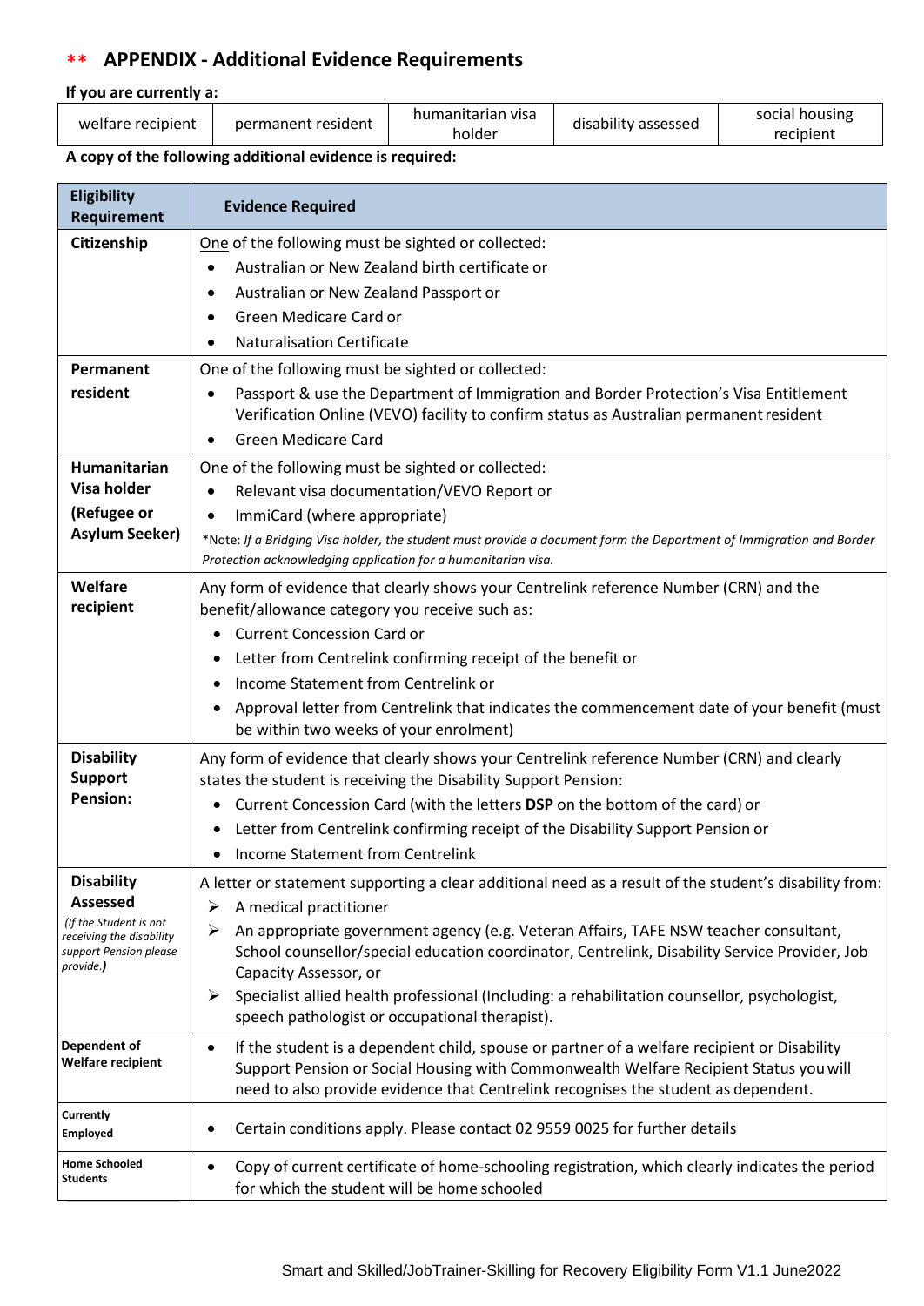## ** APPENDIX - Additional Evidence Requirements

**If you are currently a:**

| | | | | |
|---|---|---|---|---|
| welfare recipient | permanent resident | humanitarian visa holder | disability assessed | social housing recipient |

**A copy of the following additional evidence is required:**

| Eligibility Requirement | Evidence Required |
|---|---|
| **Citizenship** | One of the following must be sighted or collected:<br>• Australian or New Zealand birth certificate or<br>• Australian or New Zealand Passport or<br>• Green Medicare Card or<br>• Naturalisation Certificate |
| **Permanent resident** | One of the following must be sighted or collected:<br>• Passport & use the Department of Immigration and Border Protection's Visa Entitlement Verification Online (VEVO) facility to confirm status as Australian permanent resident<br>• Green Medicare Card |
| **Humanitarian Visa holder (Refugee or Asylum Seeker)** | One of the following must be sighted or collected:<br>• Relevant visa documentation/VEVO Report or<br>• ImmiCard (where appropriate)<br>*Note: *If a Bridging Visa holder, the student must provide a document form the Department of Immigration and Border Protection acknowledging application for a humanitarian visa.* |
| **Welfare recipient** | Any form of evidence that clearly shows your Centrelink reference Number (CRN) and the benefit/allowance category you receive such as:<br>• Current Concession Card or<br>• Letter from Centrelink confirming receipt of the benefit or<br>• Income Statement from Centrelink or<br>• Approval letter from Centrelink that indicates the commencement date of your benefit (must be within two weeks of your enrolment) |
| **Disability Support Pension:** | Any form of evidence that clearly shows your Centrelink reference Number (CRN) and clearly states the student is receiving the Disability Support Pension:<br>• Current Concession Card (with the letters **DSP** on the bottom of the card) or<br>• Letter from Centrelink confirming receipt of the Disability Support Pension or<br>• Income Statement from Centrelink |
| **Disability Assessed** *(If the Student is not receiving the disability support Pension please provide.)* | A letter or statement supporting a clear additional need as a result of the student's disability from:<br>➢ A medical practitioner<br>➢ An appropriate government agency (e.g. Veteran Affairs, TAFE NSW teacher consultant, School counsellor/special education coordinator, Centrelink, Disability Service Provider, Job Capacity Assessor, or<br>➢ Specialist allied health professional (Including: a rehabilitation counsellor, psychologist, speech pathologist or occupational therapist). |
| **Dependent of Welfare recipient** | • If the student is a dependent child, spouse or partner of a welfare recipient or Disability Support Pension or Social Housing with Commonwealth Welfare Recipient Status you will need to also provide evidence that Centrelink recognises the student as dependent. |
| **Currently Employed** | • Certain conditions apply. Please contact 02 9559 0025 for further details |
| **Home Schooled Students** | • Copy of current certificate of home-schooling registration, which clearly indicates the period for which the student will be home schooled |